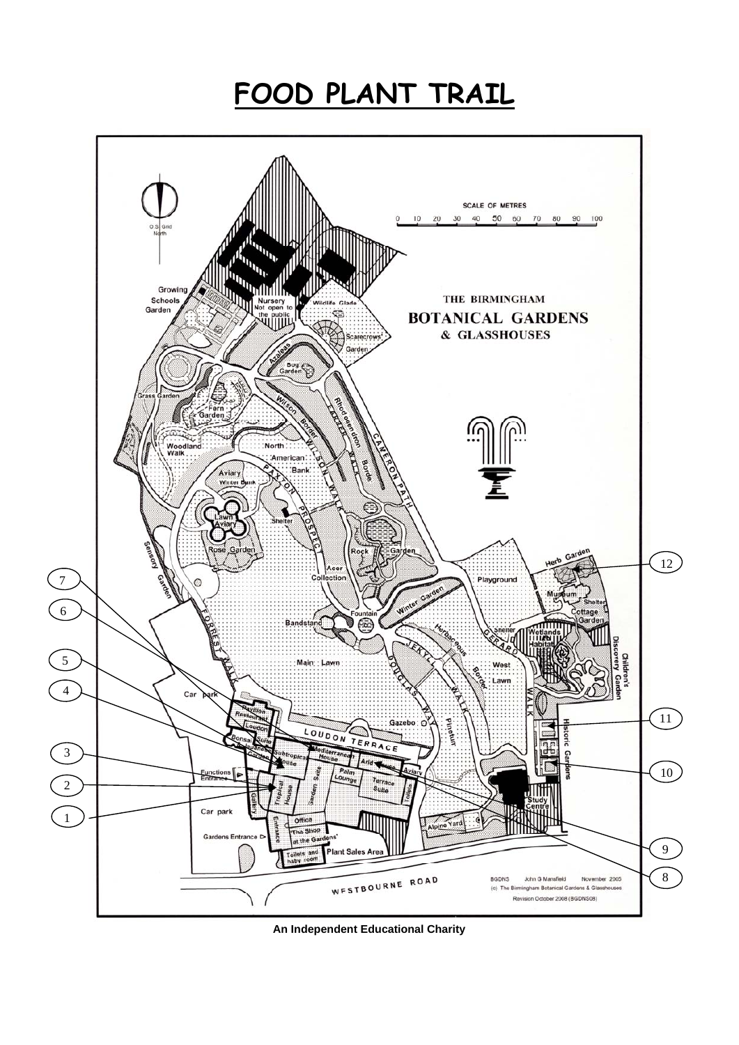# FOOD PLANT TRAIL

**An Independent Educational Charity**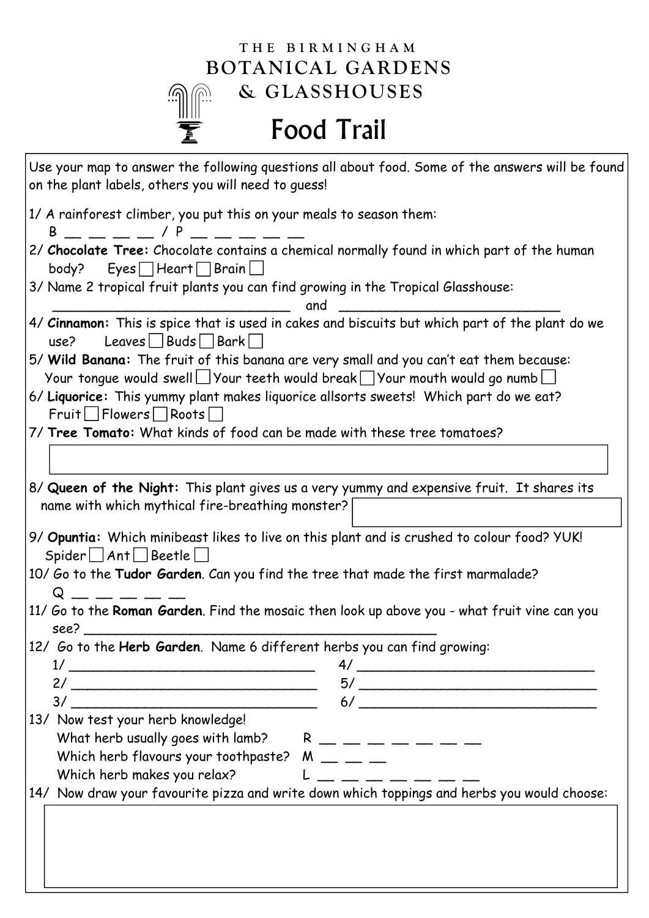THE BIRMINGHAM
# BOTANICAL GARDENS & GLASSHOUSES

## Food Trail

Use your map to answer the following questions all about food. Some of the answers will be found on the plant labels, others you will need to guess!

1/ A rainforest climber, you put this on your meals to season them:
B __ __ __ __ / P __ __ __ __ __

2/ **Chocolate Tree:** Chocolate contains a chemical normally found in which part of the human body? Eyes ☐ Heart ☐ Brain ☐

3/ Name 2 tropical fruit plants you can find growing in the Tropical Glasshouse:
______________________________ and ______________________________

4/ **Cinnamon:** This is spice that is used in cakes and biscuits but which part of the plant do we use? Leaves ☐ Buds ☐ Bark ☐

5/ **Wild Banana:** The fruit of this banana are very small and you can't eat them because:
Your tongue would swell ☐ Your teeth would break ☐ Your mouth would go numb ☐

6/ **Liquorice:** This yummy plant makes liquorice allsorts sweets! Which part do we eat?
Fruit ☐ Flowers ☐ Roots ☐

7/ **Tree Tomato:** What kinds of food can be made with these tree tomatoes?

8/ **Queen of the Night:** This plant gives us a very yummy and expensive fruit. It shares its name with which mythical fire-breathing monster?

9/ **Opuntia:** Which minibeast likes to live on this plant and is crushed to colour food? YUK!
Spider ☐ Ant ☐ Beetle ☐

10/ Go to the **Tudor Garden**. Can you find the tree that made the first marmalade?
Q __ __ __ __ __

11/ Go to the **Roman Garden**. Find the mosaic then look up above you - what fruit vine can you see? ______________________________

12/ Go to the **Herb Garden**. Name 6 different herbs you can find growing:

1/ ______________________________ 4/ ______________________________
2/ ______________________________ 5/ ______________________________
3/ ______________________________ 6/ ______________________________

13/ Now test your herb knowledge!

What herb usually goes with lamb? R __ __ __ __ __ __ __
Which herb flavours your toothpaste? M __ __ __
Which herb makes you relax? L __ __ __ __ __ __ __

14/ Now draw your favourite pizza and write down which toppings and herbs you would choose: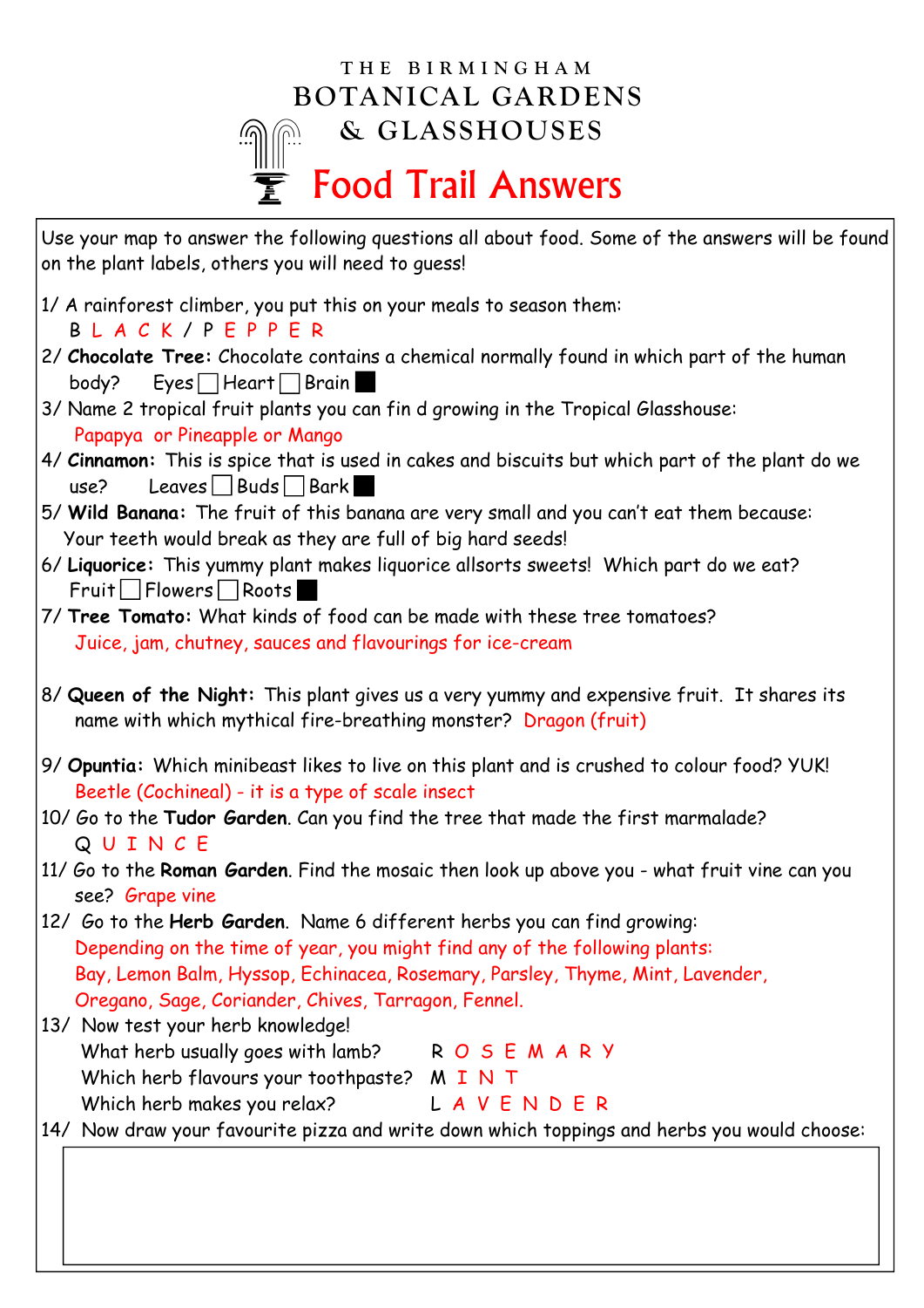THE BIRMINGHAM
BOTANICAL GARDENS
& GLASSHOUSES

# Food Trail Answers

Use your map to answer the following questions all about food. Some of the answers will be found on the plant labels, others you will need to guess!

1/ A rainforest climber, you put this on your meals to season them:
B L A C K / P E P P E R

2/ **Chocolate Tree:** Chocolate contains a chemical normally found in which part of the human body? Eyes ☐ Heart ☐ Brain ■

3/ Name 2 tropical fruit plants you can fin d growing in the Tropical Glasshouse:
Papapya or Pineapple or Mango

4/ **Cinnamon:** This is spice that is used in cakes and biscuits but which part of the plant do we use? Leaves ☐ Buds ☐ Bark ■

5/ **Wild Banana:** The fruit of this banana are very small and you can't eat them because:
Your teeth would break as they are full of big hard seeds!

6/ **Liquorice:** This yummy plant makes liquorice allsorts sweets! Which part do we eat?
Fruit ☐ Flowers ☐ Roots ■

7/ **Tree Tomato:** What kinds of food can be made with these tree tomatoes?
Juice, jam, chutney, sauces and flavourings for ice-cream

8/ **Queen of the Night:** This plant gives us a very yummy and expensive fruit. It shares its name with which mythical fire-breathing monster? Dragon (fruit)

9/ **Opuntia:** Which minibeast likes to live on this plant and is crushed to colour food? YUK!
Beetle (Cochineal) - it is a type of scale insect

10/ Go to the **Tudor Garden**. Can you find the tree that made the first marmalade?
Q U I N C E

11/ Go to the **Roman Garden**. Find the mosaic then look up above you - what fruit vine can you see? Grape vine

12/ Go to the **Herb Garden**. Name 6 different herbs you can find growing:
Depending on the time of year, you might find any of the following plants:
Bay, Lemon Balm, Hyssop, Echinacea, Rosemary, Parsley, Thyme, Mint, Lavender, Oregano, Sage, Coriander, Chives, Tarragon, Fennel.

13/ Now test your herb knowledge!
What herb usually goes with lamb? R O S E M A R Y
Which herb flavours your toothpaste? M I N T
Which herb makes you relax? L A V E N D E R

14/ Now draw your favourite pizza and write down which toppings and herbs you would choose: